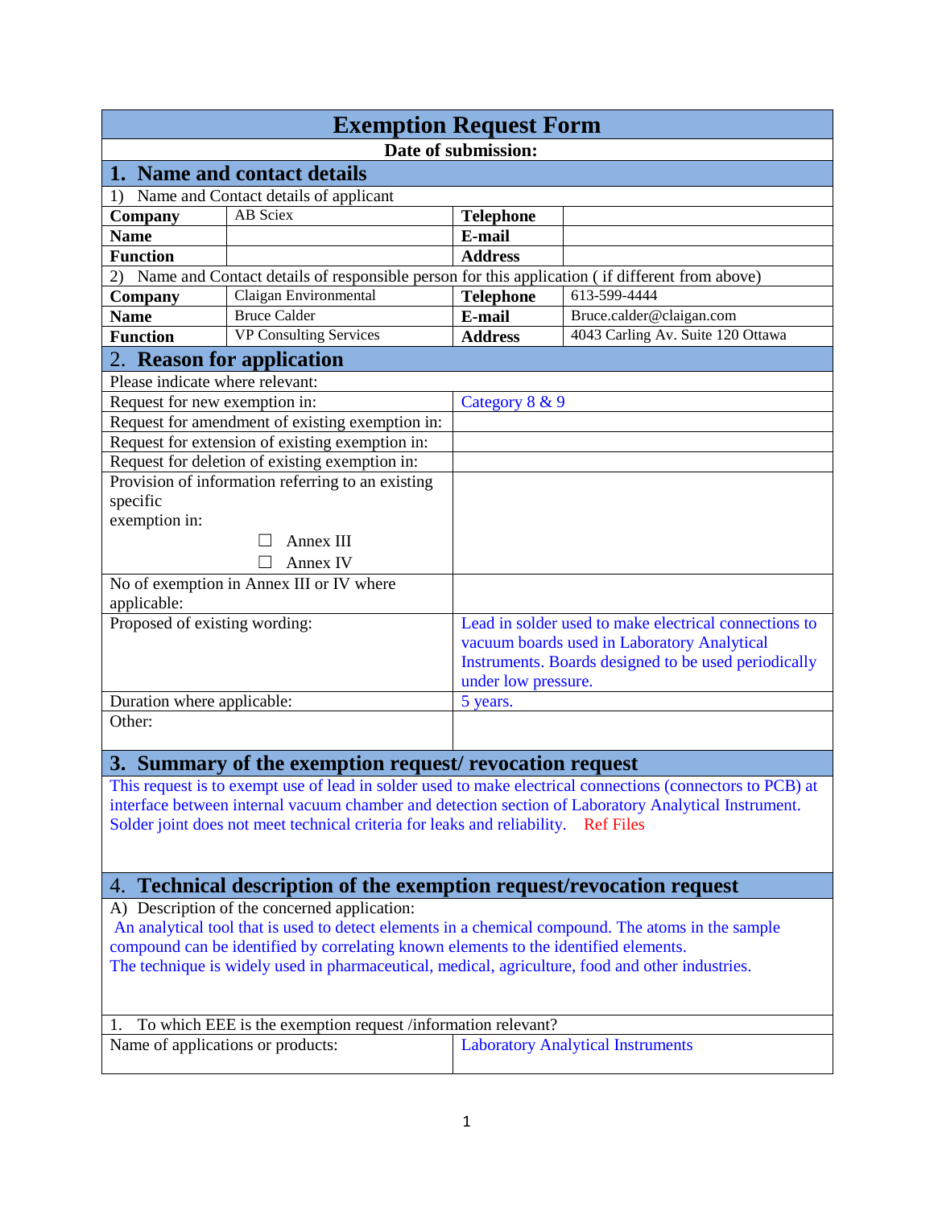# Exemption Request Form

**Date of submission:**

## 1. Name and contact details

1) Name and Contact details of applicant

| | | | |
|---|---|---|---|
| **Company** | AB Sciex | **Telephone** | |
| **Name** | | **E-mail** | |
| **Function** | | **Address** | |

2) Name and Contact details of responsible person for this application ( if different from above)

| | | | |
|---|---|---|---|
| **Company** | Claigan Environmental | **Telephone** | 613-599-4444 |
| **Name** | Bruce Calder | **E-mail** | Bruce.calder@claigan.com |
| **Function** | VP Consulting Services | **Address** | 4043 Carling Av. Suite 120 Ottawa |

## 2. Reason for application

Please indicate where relevant:

| | |
|---|---|
| Request for new exemption in: | Category 8 & 9 |
| Request for amendment of existing exemption in: | |
| Request for extension of existing exemption in: | |
| Request for deletion of existing exemption in: | |
| Provision of information referring to an existing specific exemption in: ☐ Annex III ☐ Annex IV | |
| No of exemption in Annex III or IV where applicable: | |
| Proposed of existing wording: | Lead in solder used to make electrical connections to vacuum boards used in Laboratory Analytical Instruments. Boards designed to be used periodically under low pressure. |
| Duration where applicable: | 5 years. |
| Other: | |

## 3. Summary of the exemption request/ revocation request

This request is to exempt use of lead in solder used to make electrical connections (connectors to PCB) at interface between internal vacuum chamber and detection section of Laboratory Analytical Instrument. Solder joint does not meet technical criteria for leaks and reliability. Ref Files

## 4. Technical description of the exemption request/revocation request

A) Description of the concerned application:

An analytical tool that is used to detect elements in a chemical compound. The atoms in the sample compound can be identified by correlating known elements to the identified elements.
The technique is widely used in pharmaceutical, medical, agriculture, food and other industries.

1. To which EEE is the exemption request /information relevant?

| | |
|---|---|
| Name of applications or products: | Laboratory Analytical Instruments |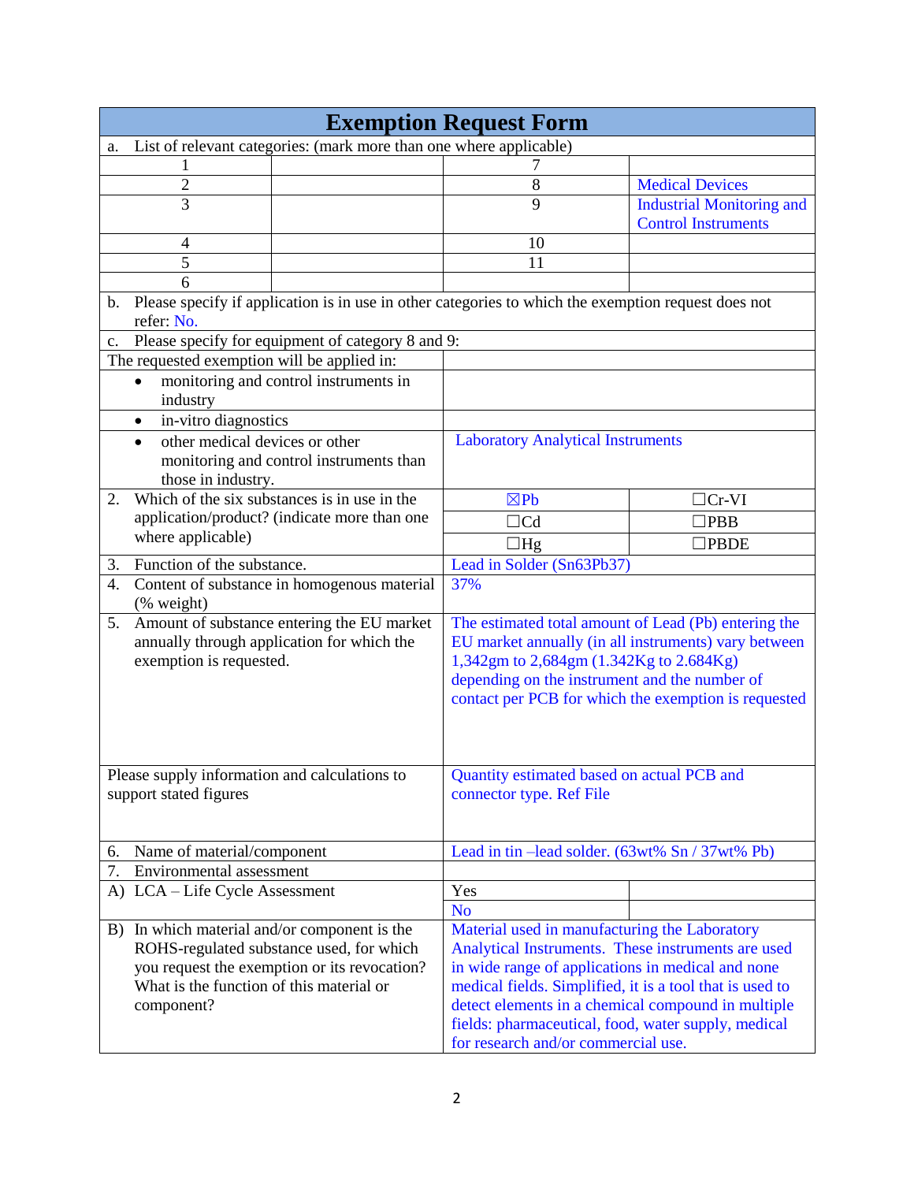# Exemption Request Form

| a. List of relevant categories: (mark more than one where applicable) | | | |
|---|---|---|---|
| 1 | | 7 | |
| 2 | | 8 | Medical Devices |
| 3 | | 9 | Industrial Monitoring and Control Instruments |
| 4 | | 10 | |
| 5 | | 11 | |
| 6 | | | |

| b. Please specify if application is in use in other categories to which the exemption request does not refer: No. | | |
|---|---|---|
| c. Please specify for equipment of category 8 and 9: | | |
| The requested exemption will be applied in: | | |
| • monitoring and control instruments in industry | | |
| • in-vitro diagnostics | | |
| • other medical devices or other monitoring and control instruments than those in industry. | Laboratory Analytical Instruments | |
| 2. Which of the six substances is in use in the application/product? (indicate more than one where applicable) | ☒Pb | ☐Cr-VI |
| | ☐Cd | ☐PBB |
| | ☐Hg | ☐PBDE |
| 3. Function of the substance. | Lead in Solder (Sn63Pb37) | |
| 4. Content of substance in homogenous material (% weight) | 37% | |
| 5. Amount of substance entering the EU market annually through application for which the exemption is requested. | The estimated total amount of Lead (Pb) entering the EU market annually (in all instruments) vary between 1,342gm to 2,684gm (1.342Kg to 2.684Kg) depending on the instrument and the number of contact per PCB for which the exemption is requested | |
| Please supply information and calculations to support stated figures | Quantity estimated based on actual PCB and connector type. Ref File | |
| 6. Name of material/component | Lead in tin –lead solder. (63wt% Sn / 37wt% Pb) | |
| 7. Environmental assessment | | |
| A) LCA – Life Cycle Assessment | Yes | |
| | No | |
| B) In which material and/or component is the ROHS-regulated substance used, for which you request the exemption or its revocation? What is the function of this material or component? | Material used in manufacturing the Laboratory Analytical Instruments. These instruments are used in wide range of applications in medical and none medical fields. Simplified, it is a tool that is used to detect elements in a chemical compound in multiple fields: pharmaceutical, food, water supply, medical for research and/or commercial use. | |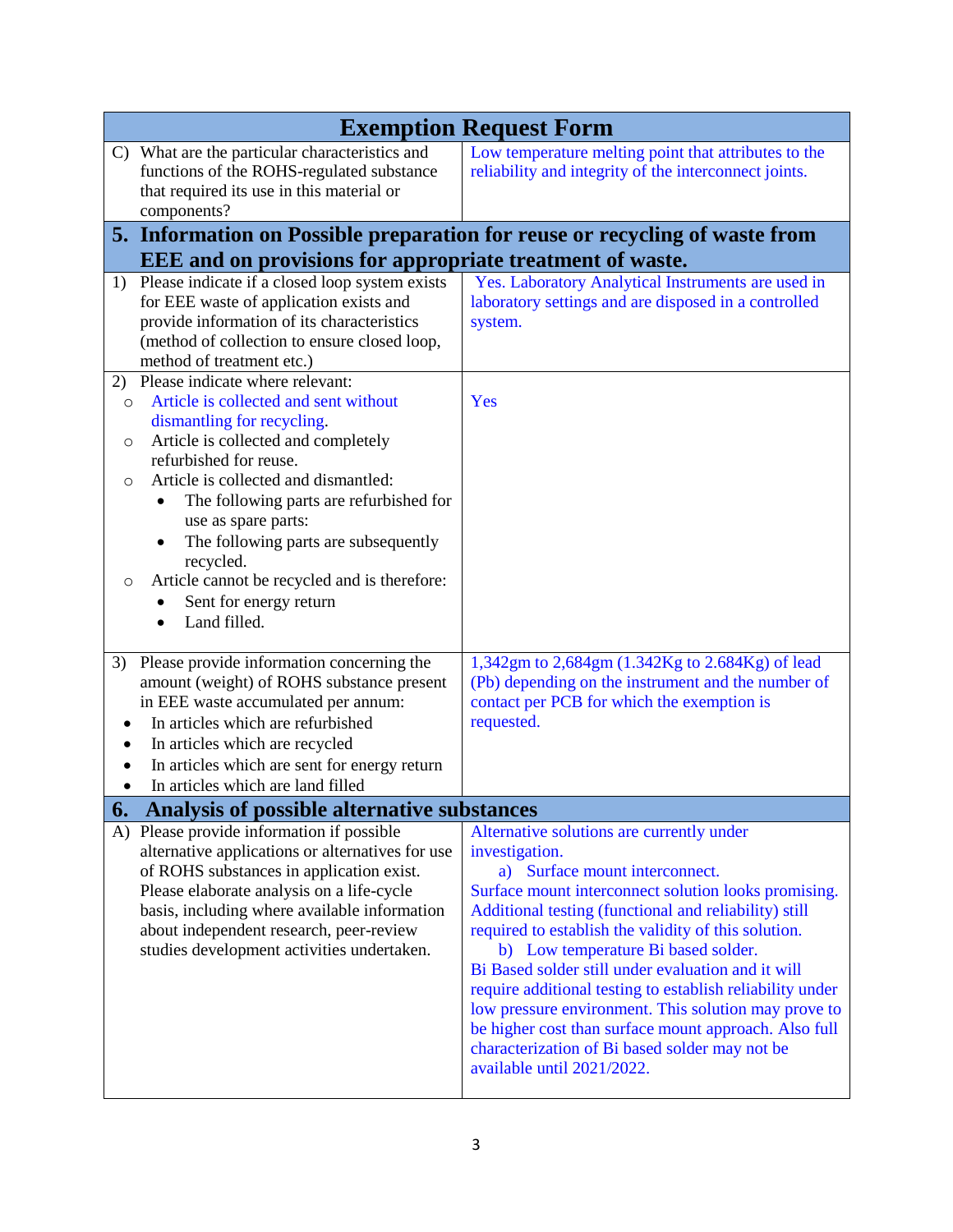| Exemption Request Form | |
|---|---|
| C) What are the particular characteristics and functions of the ROHS-regulated substance that required its use in this material or components? | Low temperature melting point that attributes to the reliability and integrity of the interconnect joints. |
| **5. Information on Possible preparation for reuse or recycling of waste from EEE and on provisions for appropriate treatment of waste.** | |
| 1) Please indicate if a closed loop system exists for EEE waste of application exists and provide information of its characteristics (method of collection to ensure closed loop, method of treatment etc.) | Yes. Laboratory Analytical Instruments are used in laboratory settings and are disposed in a controlled system. |
| 2) Please indicate where relevant:<br>○ Article is collected and sent without dismantling for recycling.<br>○ Article is collected and completely refurbished for reuse.<br>○ Article is collected and dismantled:<br>• The following parts are refurbished for use as spare parts:<br>• The following parts are subsequently recycled.<br>○ Article cannot be recycled and is therefore:<br>• Sent for energy return<br>• Land filled. | Yes |
| 3) Please provide information concerning the amount (weight) of ROHS substance present in EEE waste accumulated per annum:<br>• In articles which are refurbished<br>• In articles which are recycled<br>• In articles which are sent for energy return<br>• In articles which are land filled | 1,342gm to 2,684gm (1.342Kg to 2.684Kg) of lead (Pb) depending on the instrument and the number of contact per PCB for which the exemption is requested. |
| **6. Analysis of possible alternative substances** | |
| A) Please provide information if possible alternative applications or alternatives for use of ROHS substances in application exist. Please elaborate analysis on a life-cycle basis, including where available information about independent research, peer-review studies development activities undertaken. | Alternative solutions are currently under investigation.<br>a) Surface mount interconnect.<br>Surface mount interconnect solution looks promising. Additional testing (functional and reliability) still required to establish the validity of this solution.<br>b) Low temperature Bi based solder.<br>Bi Based solder still under evaluation and it will require additional testing to establish reliability under low pressure environment. This solution may prove to be higher cost than surface mount approach. Also full characterization of Bi based solder may not be available until 2021/2022. |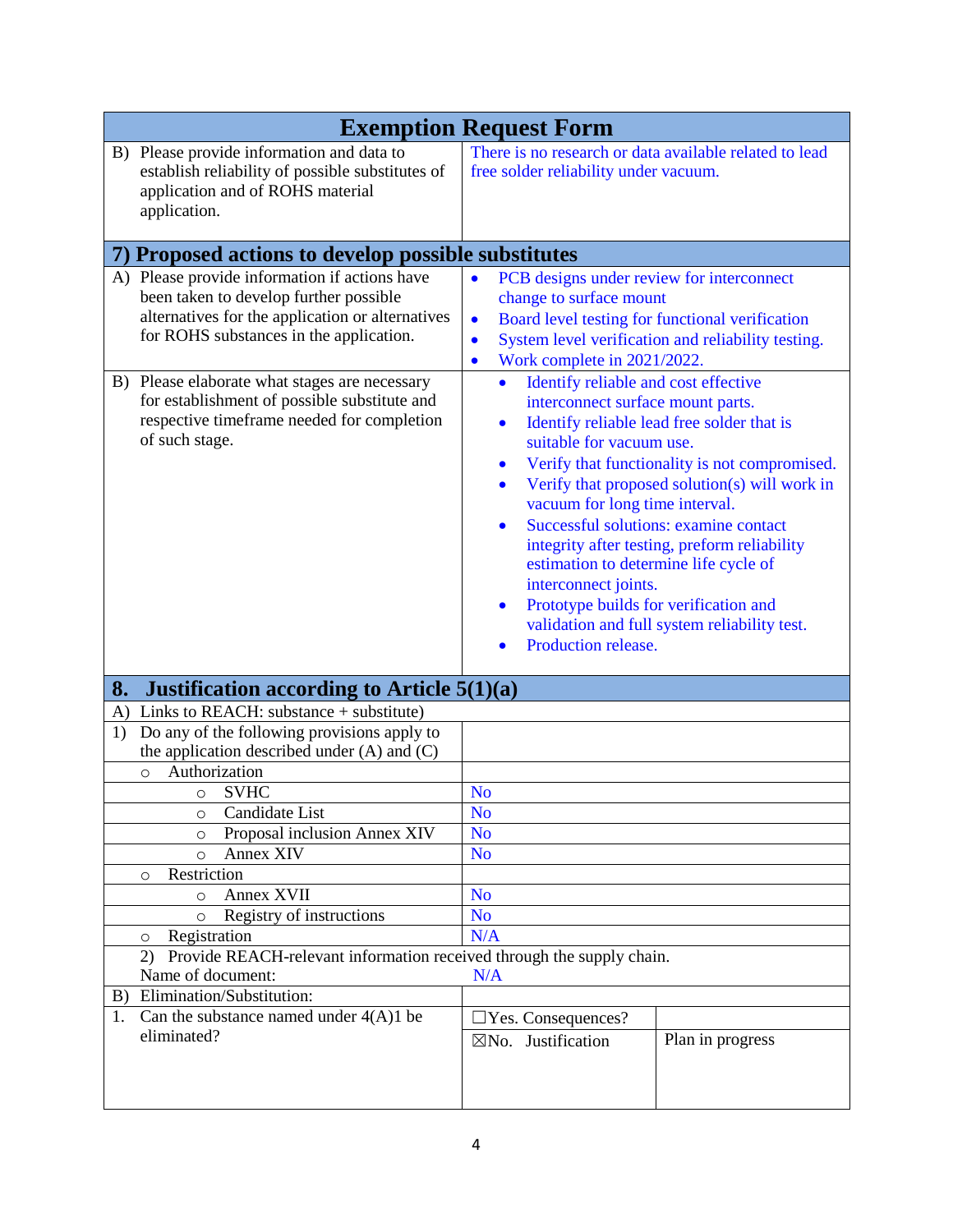# Exemption Request Form

| | |
|---|---|
| B) Please provide information and data to establish reliability of possible substitutes of application and of ROHS material application. | There is no research or data available related to lead free solder reliability under vacuum. |

## 7) Proposed actions to develop possible substitutes

| | |
|---|---|
| A) Please provide information if actions have been taken to develop further possible alternatives for the application or alternatives for ROHS substances in the application. | • PCB designs under review for interconnect change to surface mount<br>• Board level testing for functional verification<br>• System level verification and reliability testing.<br>• Work complete in 2021/2022. |
| B) Please elaborate what stages are necessary for establishment of possible substitute and respective timeframe needed for completion of such stage. | • Identify reliable and cost effective interconnect surface mount parts.<br>• Identify reliable lead free solder that is suitable for vacuum use.<br>• Verify that functionality is not compromised.<br>• Verify that proposed solution(s) will work in vacuum for long time interval.<br>• Successful solutions: examine contact integrity after testing, preform reliability estimation to determine life cycle of interconnect joints.<br>• Prototype builds for verification and validation and full system reliability test.<br>• Production release. |

## 8. Justification according to Article 5(1)(a)

| | | |
|---|---|---|
| A) Links to REACH: substance + substitute) | | |
| 1) Do any of the following provisions apply to the application described under (A) and (C) | | |
| ○ Authorization | | |
| ○ SVHC | No | |
| ○ Candidate List | No | |
| ○ Proposal inclusion Annex XIV | No | |
| ○ Annex XIV | No | |
| ○ Restriction | | |
| ○ Annex XVII | No | |
| ○ Registry of instructions | No | |
| ○ Registration | N/A | |
| 2) Provide REACH-relevant information received through the supply chain. Name of document: | N/A | |
| B) Elimination/Substitution: | | |
| 1. Can the substance named under 4(A)1 be eliminated? | ☐Yes. Consequences? | |
| | ☒No. Justification | Plan in progress |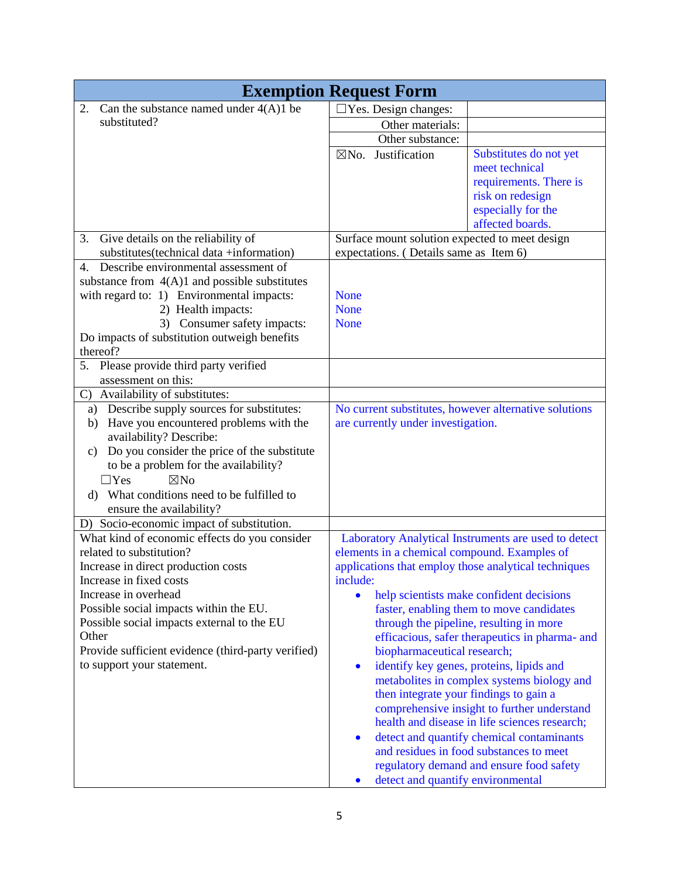# Exemption Request Form

| | | |
|---|---|---|
| 2. Can the substance named under 4(A)1 be substituted? | ☐Yes. Design changes: | |
| | Other materials: | |
| | Other substance: | |
| | ☒No. Justification | Substitutes do not yet meet technical requirements. There is risk on redesign especially for the affected boards. |
| 3. Give details on the reliability of substitutes(technical data +information) | Surface mount solution expected to meet design expectations. ( Details same as Item 6) | |
| 4. Describe environmental assessment of substance from 4(A)1 and possible substitutes with regard to: 1) Environmental impacts: 2) Health impacts: 3) Consumer safety impacts: Do impacts of substitution outweigh benefits thereof? | None<br>None<br>None | |
| 5. Please provide third party verified assessment on this: | | |
| C) Availability of substitutes: | | |
| a) Describe supply sources for substitutes:<br>b) Have you encountered problems with the availability? Describe:<br>c) Do you consider the price of the substitute to be a problem for the availability?<br>☐Yes ☒No<br>d) What conditions need to be fulfilled to ensure the availability? | No current substitutes, however alternative solutions are currently under investigation. | |
| D) Socio-economic impact of substitution. | | |
| What kind of economic effects do you consider related to substitution?<br>Increase in direct production costs<br>Increase in fixed costs<br>Increase in overhead<br>Possible social impacts within the EU.<br>Possible social impacts external to the EU<br>Other<br>Provide sufficient evidence (third-party verified) to support your statement. | Laboratory Analytical Instruments are used to detect elements in a chemical compound. Examples of applications that employ those analytical techniques include:<br>• help scientists make confident decisions faster, enabling them to move candidates through the pipeline, resulting in more efficacious, safer therapeutics in pharma- and biopharmaceutical research;<br>• identify key genes, proteins, lipids and metabolites in complex systems biology and then integrate your findings to gain a comprehensive insight to further understand health and disease in life sciences research;<br>• detect and quantify chemical contaminants and residues in food substances to meet regulatory demand and ensure food safety<br>• detect and quantify environmental | |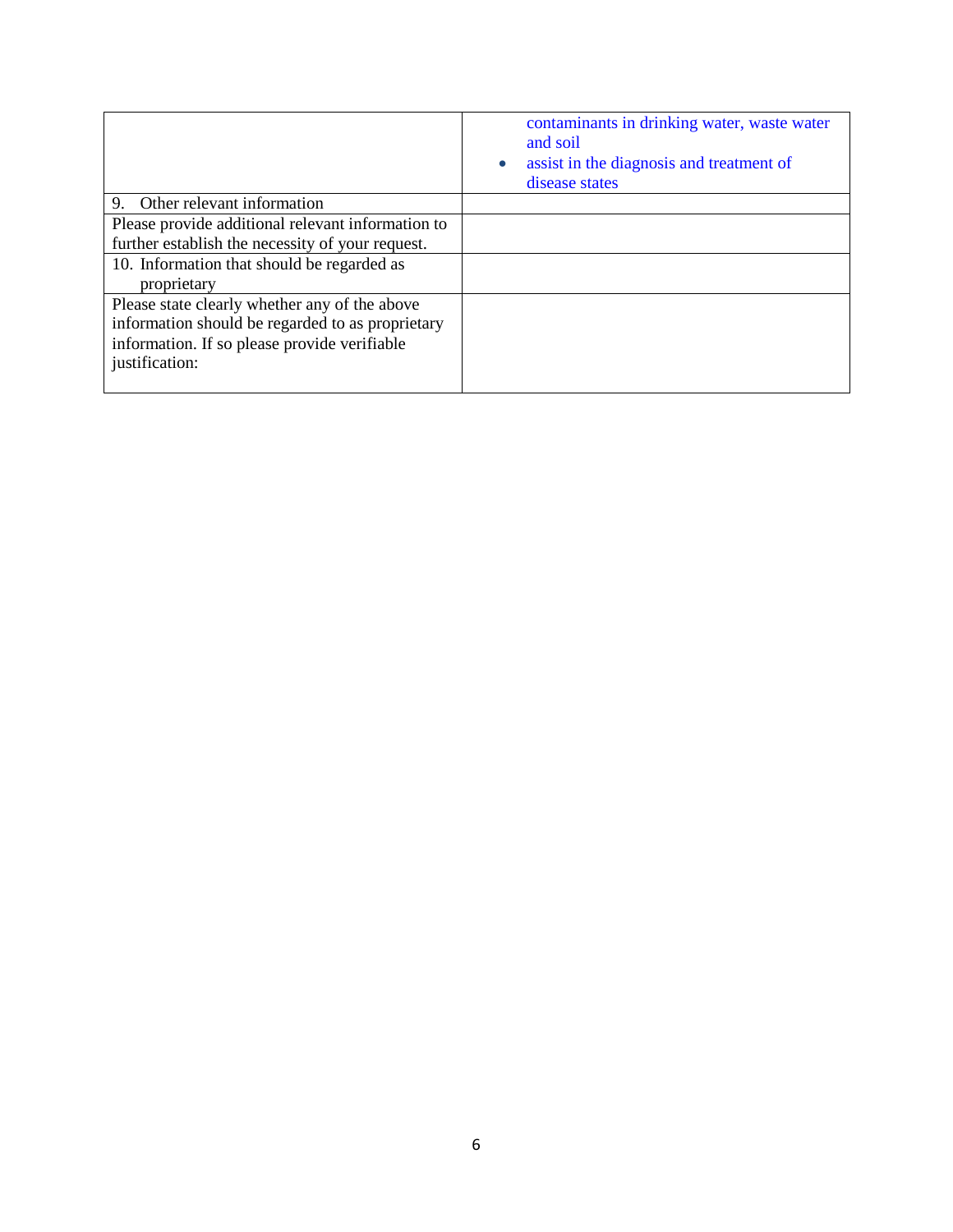| | |
|---|---|
| | contaminants in drinking water, waste water and soil<br>• assist in the diagnosis and treatment of disease states |
| 9. Other relevant information | |
| Please provide additional relevant information to further establish the necessity of your request. | |
| 10. Information that should be regarded as proprietary | |
| Please state clearly whether any of the above information should be regarded to as proprietary information. If so please provide verifiable justification: | |